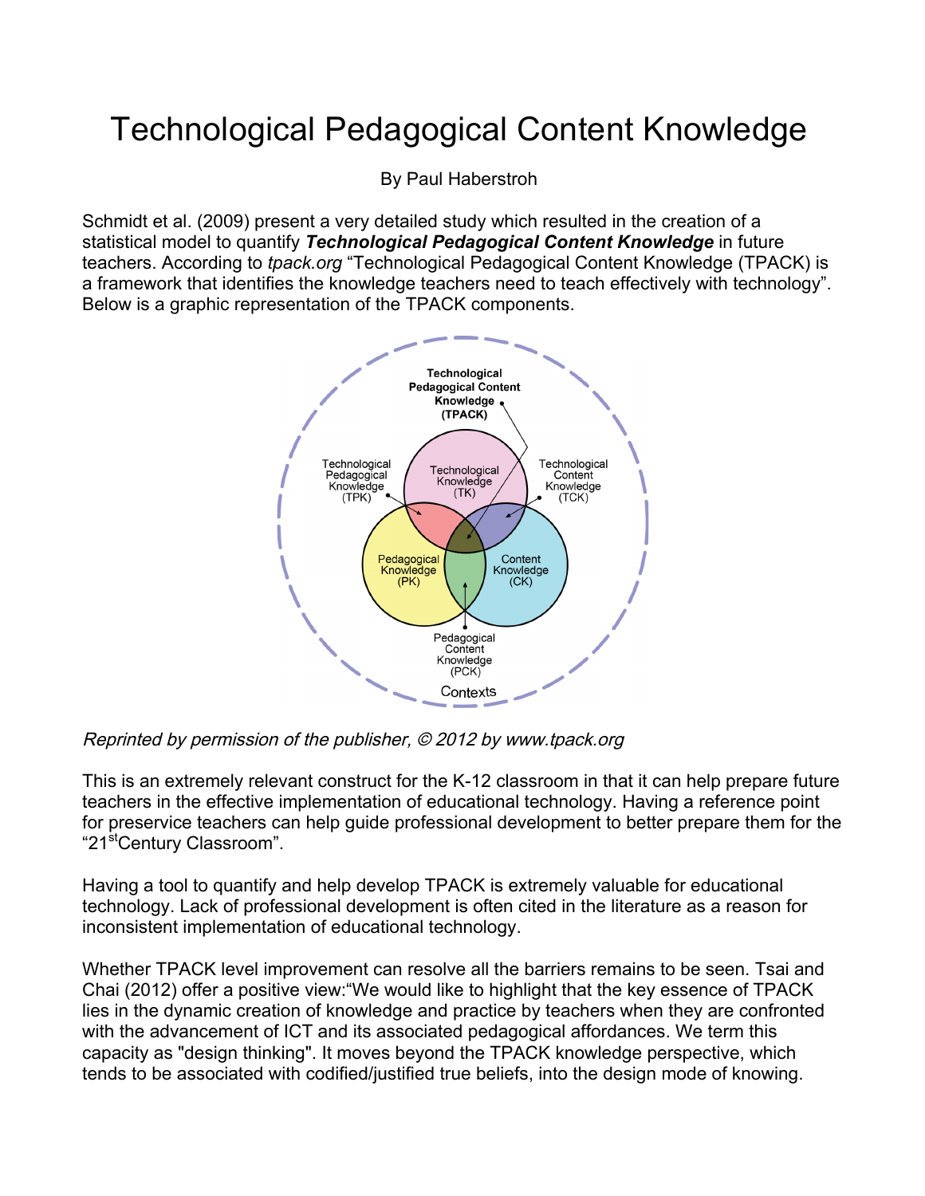# Technological Pedagogical Content Knowledge

By Paul Haberstroh

Schmidt et al. (2009) present a very detailed study which resulted in the creation of a statistical model to quantify ***Technological Pedagogical Content Knowledge*** in future teachers. According to *tpack.org* "Technological Pedagogical Content Knowledge (TPACK) is a framework that identifies the knowledge teachers need to teach effectively with technology". Below is a graphic representation of the TPACK components.

Technological Pedagogical Content Knowledge (TPACK)

Technological Pedagogical Knowledge (TPK)

Technological Knowledge (TK)

Technological Content Knowledge (TCK)

Pedagogical Knowledge (PK)

Content Knowledge (CK)

Pedagogical Content Knowledge (PCK)

Contexts

*Reprinted by permission of the publisher, © 2012 by www.tpack.org*

This is an extremely relevant construct for the K-12 classroom in that it can help prepare future teachers in the effective implementation of educational technology. Having a reference point for preservice teachers can help guide professional development to better prepare them for the "21stCentury Classroom".

Having a tool to quantify and help develop TPACK is extremely valuable for educational technology. Lack of professional development is often cited in the literature as a reason for inconsistent implementation of educational technology.

Whether TPACK level improvement can resolve all the barriers remains to be seen. Tsai and Chai (2012) offer a positive view:"We would like to highlight that the key essence of TPACK lies in the dynamic creation of knowledge and practice by teachers when they are confronted with the advancement of ICT and its associated pedagogical affordances. We term this capacity as "design thinking". It moves beyond the TPACK knowledge perspective, which tends to be associated with codified/justified true beliefs, into the design mode of knowing.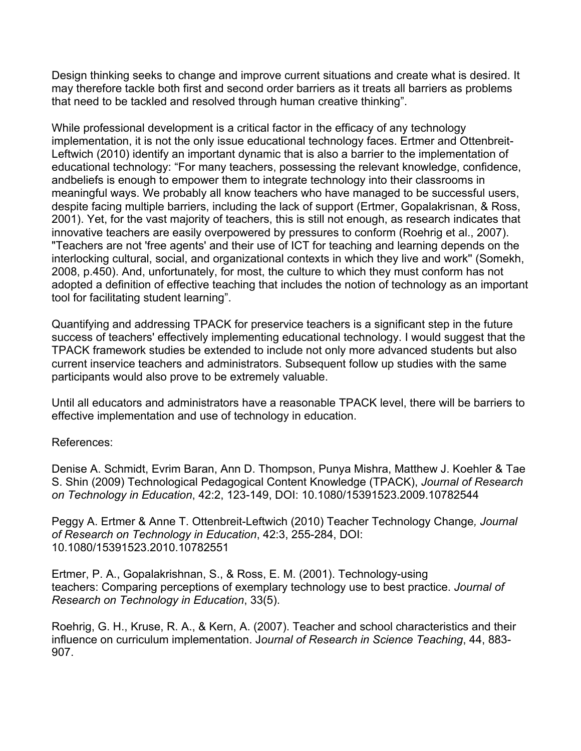Design thinking seeks to change and improve current situations and create what is desired. It may therefore tackle both first and second order barriers as it treats all barriers as problems that need to be tackled and resolved through human creative thinking".

While professional development is a critical factor in the efficacy of any technology implementation, it is not the only issue educational technology faces. Ertmer and Ottenbreit-Leftwich (2010) identify an important dynamic that is also a barrier to the implementation of educational technology: "For many teachers, possessing the relevant knowledge, confidence, andbeliefs is enough to empower them to integrate technology into their classrooms in meaningful ways. We probably all know teachers who have managed to be successful users, despite facing multiple barriers, including the lack of support (Ertmer, Gopalakrisnan, & Ross, 2001). Yet, for the vast majority of teachers, this is still not enough, as research indicates that innovative teachers are easily overpowered by pressures to conform (Roehrig et al., 2007). "Teachers are not 'free agents' and their use of ICT for teaching and learning depends on the interlocking cultural, social, and organizational contexts in which they live and work" (Somekh, 2008, p.450). And, unfortunately, for most, the culture to which they must conform has not adopted a definition of effective teaching that includes the notion of technology as an important tool for facilitating student learning".

Quantifying and addressing TPACK for preservice teachers is a significant step in the future success of teachers' effectively implementing educational technology. I would suggest that the TPACK framework studies be extended to include not only more advanced students but also current inservice teachers and administrators. Subsequent follow up studies with the same participants would also prove to be extremely valuable.

Until all educators and administrators have a reasonable TPACK level, there will be barriers to effective implementation and use of technology in education.

References:

Denise A. Schmidt, Evrim Baran, Ann D. Thompson, Punya Mishra, Matthew J. Koehler & Tae S. Shin (2009) Technological Pedagogical Content Knowledge (TPACK), *Journal of Research on Technology in Education*, 42:2, 123-149, DOI: 10.1080/15391523.2009.10782544

Peggy A. Ertmer & Anne T. Ottenbreit-Leftwich (2010) Teacher Technology Change*, Journal of Research on Technology in Education*, 42:3, 255-284, DOI: 10.1080/15391523.2010.10782551

Ertmer, P. A., Gopalakrishnan, S., & Ross, E. M. (2001). Technology-using teachers: Comparing perceptions of exemplary technology use to best practice. *Journal of Research on Technology in Education*, 33(5).

Roehrig, G. H., Kruse, R. A., & Kern, A. (2007). Teacher and school characteristics and their influence on curriculum implementation. J*ournal of Research in Science Teaching*, 44, 883-907.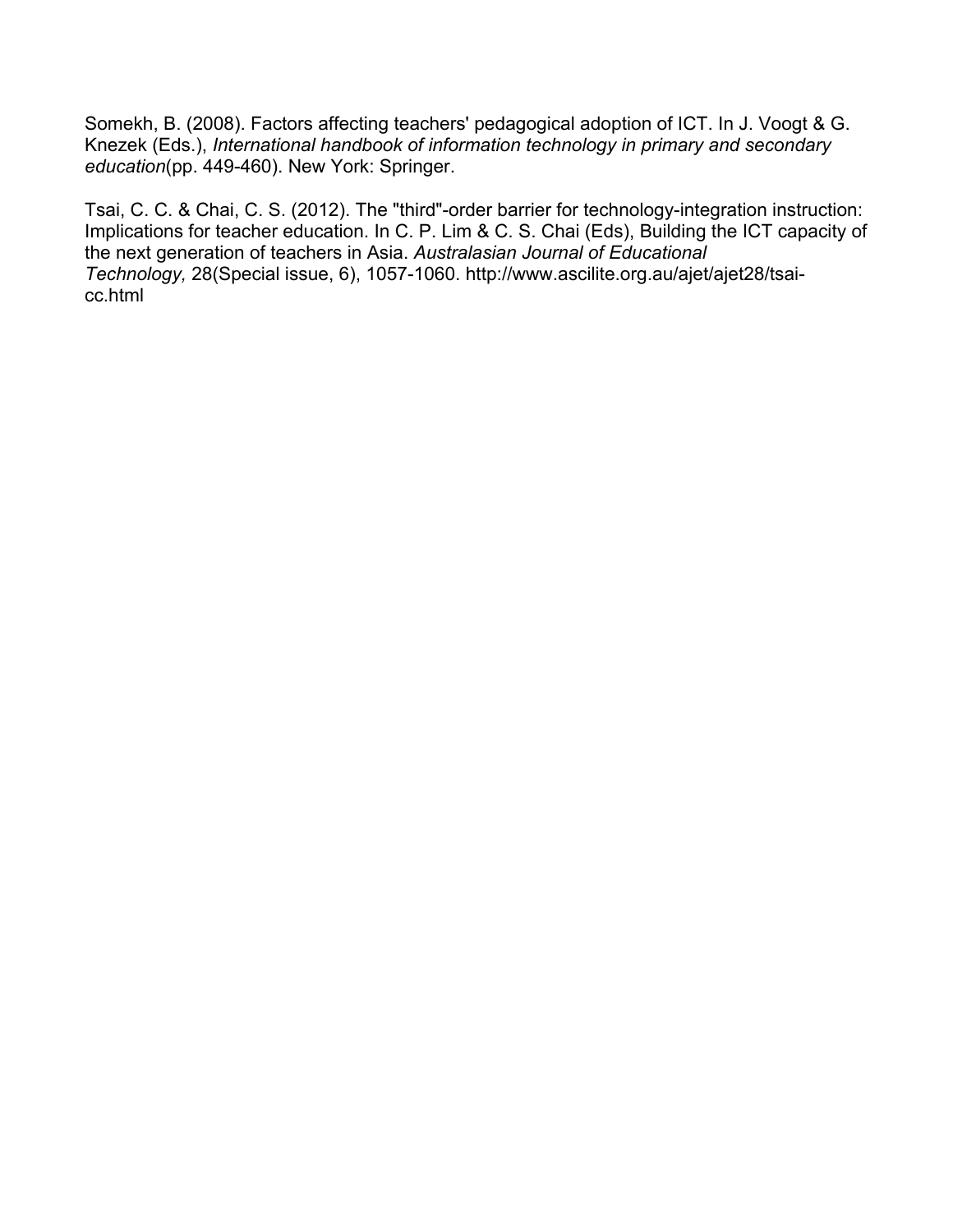Somekh, B. (2008). Factors affecting teachers' pedagogical adoption of ICT. In J. Voogt & G. Knezek (Eds.), *International handbook of information technology in primary and secondary education*(pp. 449-460). New York: Springer.

Tsai, C. C. & Chai, C. S. (2012). The "third"-order barrier for technology-integration instruction: Implications for teacher education. In C. P. Lim & C. S. Chai (Eds), Building the ICT capacity of the next generation of teachers in Asia. *Australasian Journal of Educational Technology,* 28(Special issue, 6), 1057-1060. http://www.ascilite.org.au/ajet/ajet28/tsai-cc.html